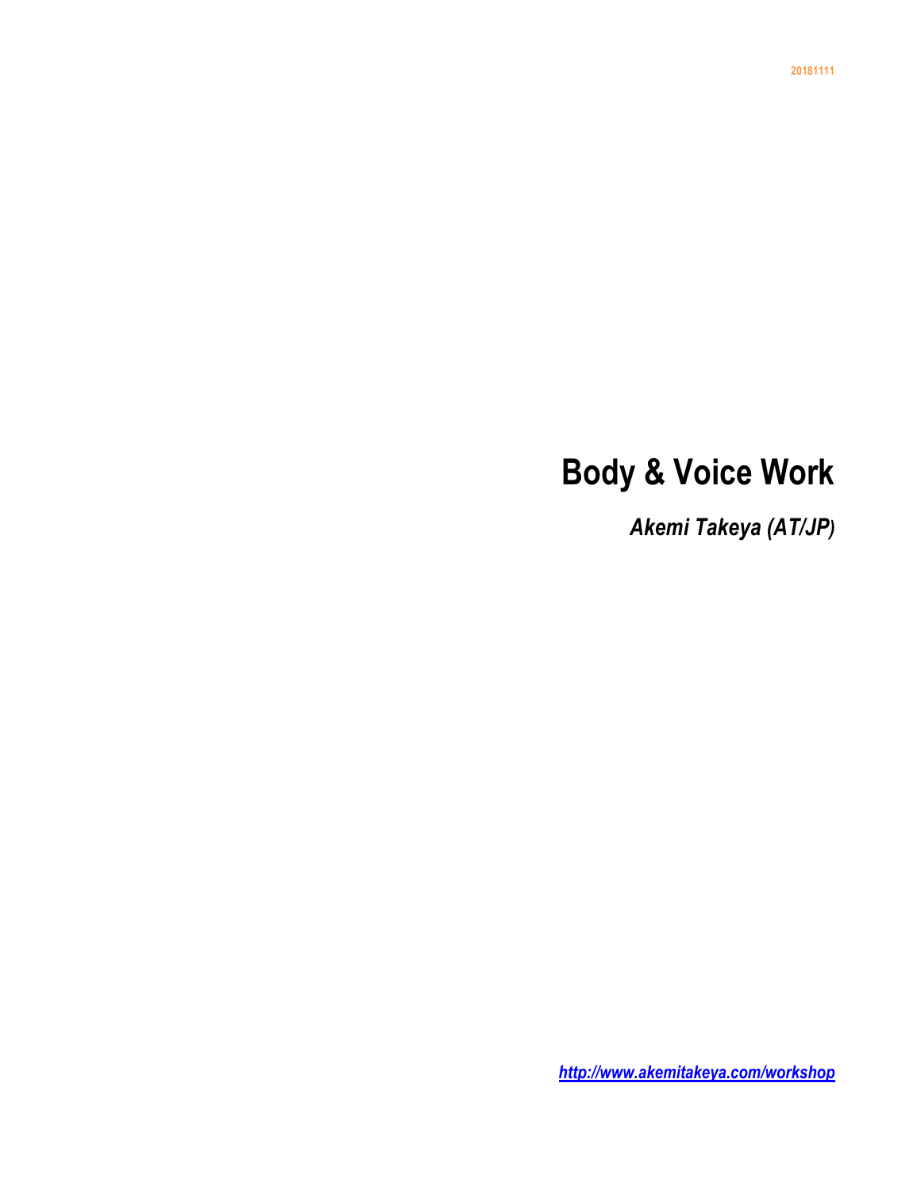20181111

# Body & Voice Work

***Akemi Takeya (AT/JP)***

***http://www.akemitakeya.com/workshop***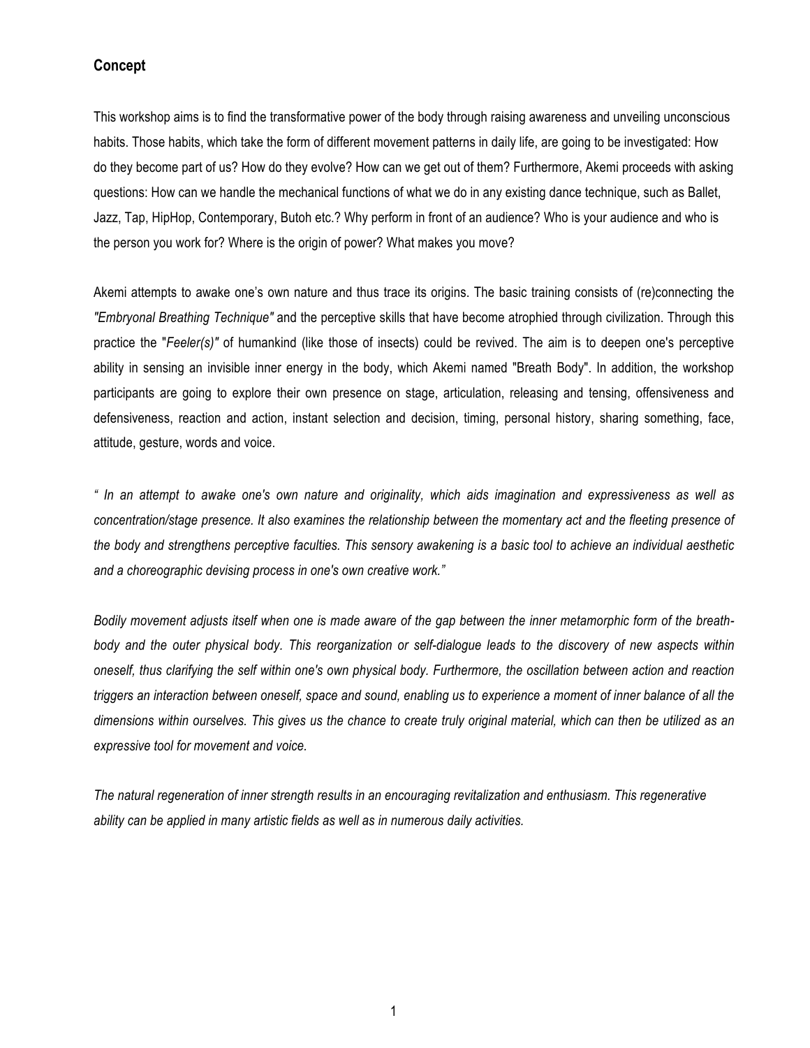### Concept

This workshop aims is to find the transformative power of the body through raising awareness and unveiling unconscious habits. Those habits, which take the form of different movement patterns in daily life, are going to be investigated: How do they become part of us? How do they evolve? How can we get out of them? Furthermore, Akemi proceeds with asking questions: How can we handle the mechanical functions of what we do in any existing dance technique, such as Ballet, Jazz, Tap, HipHop, Contemporary, Butoh etc.? Why perform in front of an audience? Who is your audience and who is the person you work for? Where is the origin of power? What makes you move?

Akemi attempts to awake one's own nature and thus trace its origins. The basic training consists of (re)connecting the *"Embryonal Breathing Technique"* and the perceptive skills that have become atrophied through civilization. Through this practice the "*Feeler(s)"* of humankind (like those of insects) could be revived. The aim is to deepen one's perceptive ability in sensing an invisible inner energy in the body, which Akemi named "Breath Body". In addition, the workshop participants are going to explore their own presence on stage, articulation, releasing and tensing, offensiveness and defensiveness, reaction and action, instant selection and decision, timing, personal history, sharing something, face, attitude, gesture, words and voice.

*" In an attempt to awake one's own nature and originality, which aids imagination and expressiveness as well as concentration/stage presence. It also examines the relationship between the momentary act and the fleeting presence of the body and strengthens perceptive faculties. This sensory awakening is a basic tool to achieve an individual aesthetic and a choreographic devising process in one's own creative work."*

*Bodily movement adjusts itself when one is made aware of the gap between the inner metamorphic form of the breath-body and the outer physical body. This reorganization or self-dialogue leads to the discovery of new aspects within oneself, thus clarifying the self within one's own physical body. Furthermore, the oscillation between action and reaction triggers an interaction between oneself, space and sound, enabling us to experience a moment of inner balance of all the dimensions within ourselves. This gives us the chance to create truly original material, which can then be utilized as an expressive tool for movement and voice.*

*The natural regeneration of inner strength results in an encouraging revitalization and enthusiasm. This regenerative ability can be applied in many artistic fields as well as in numerous daily activities.*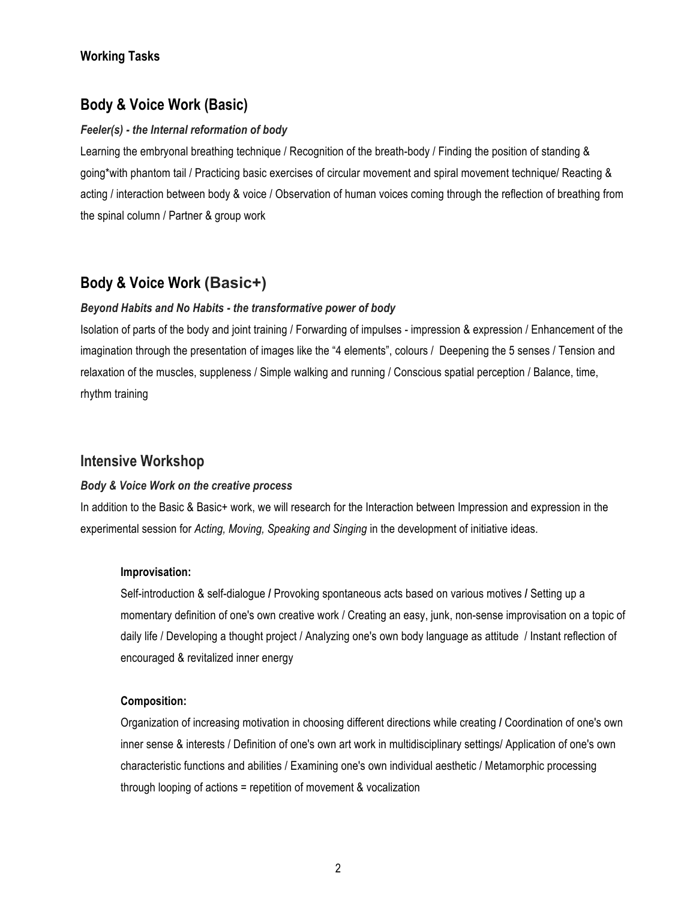**Working Tasks**

## Body & Voice Work (Basic)

***Feeler(s) - the Internal reformation of body***

Learning the embryonal breathing technique / Recognition of the breath-body / Finding the position of standing & going*with phantom tail / Practicing basic exercises of circular movement and spiral movement technique/ Reacting & acting / interaction between body & voice / Observation of human voices coming through the reflection of breathing from the spinal column / Partner & group work

## Body & Voice Work (Basic+)

***Beyond Habits and No Habits - the transformative power of body***

Isolation of parts of the body and joint training / Forwarding of impulses - impression & expression / Enhancement of the imagination through the presentation of images like the “4 elements”, colours / Deepening the 5 senses / Tension and relaxation of the muscles, suppleness / Simple walking and running / Conscious spatial perception / Balance, time, rhythm training

## Intensive Workshop

***Body & Voice Work on the creative process***

In addition to the Basic & Basic+ work, we will research for the Interaction between Impression and expression in the experimental session for *Acting, Moving, Speaking and Singing* in the development of initiative ideas.

**Improvisation:**

Self-introduction & self-dialogue **/** Provoking spontaneous acts based on various motives **/** Setting up a momentary definition of one's own creative work / Creating an easy, junk, non-sense improvisation on a topic of daily life / Developing a thought project / Analyzing one's own body language as attitude / Instant reflection of encouraged & revitalized inner energy

**Composition:**

Organization of increasing motivation in choosing different directions while creating **/** Coordination of one's own inner sense & interests / Definition of one's own art work in multidisciplinary settings/ Application of one's own characteristic functions and abilities / Examining one's own individual aesthetic / Metamorphic processing through looping of actions = repetition of movement & vocalization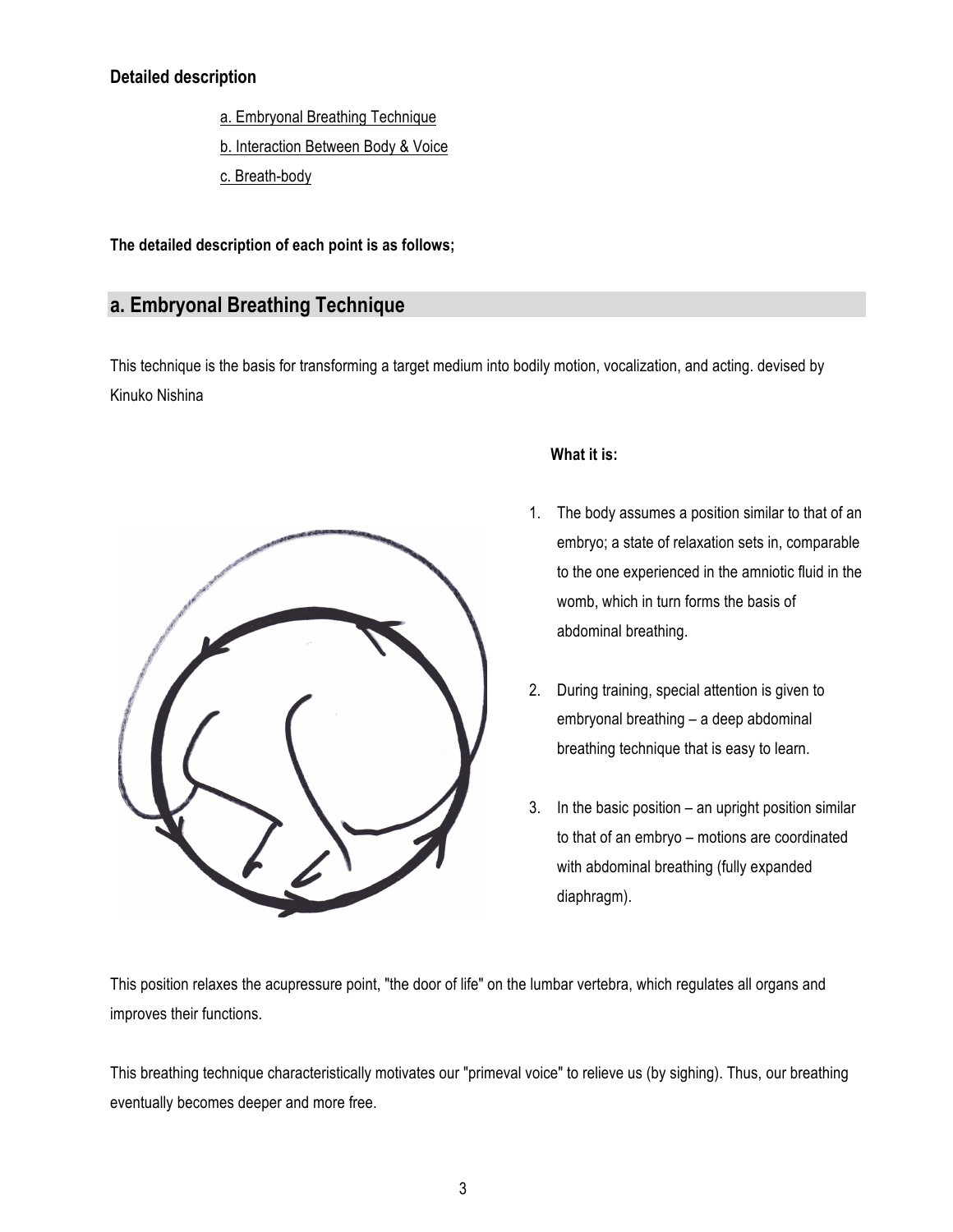**Detailed description**

a. Embryonal Breathing Technique
b. Interaction Between Body & Voice
c. Breath-body

**The detailed description of each point is as follows;**

## a. Embryonal Breathing Technique

This technique is the basis for transforming a target medium into bodily motion, vocalization, and acting. devised by Kinuko Nishina

**What it is:**

1. The body assumes a position similar to that of an embryo; a state of relaxation sets in, comparable to the one experienced in the amniotic fluid in the womb, which in turn forms the basis of abdominal breathing.

2. During training, special attention is given to embryonal breathing – a deep abdominal breathing technique that is easy to learn.

3. In the basic position – an upright position similar to that of an embryo – motions are coordinated with abdominal breathing (fully expanded diaphragm).

This position relaxes the acupressure point, "the door of life" on the lumbar vertebra, which regulates all organs and improves their functions.

This breathing technique characteristically motivates our "primeval voice" to relieve us (by sighing). Thus, our breathing eventually becomes deeper and more free.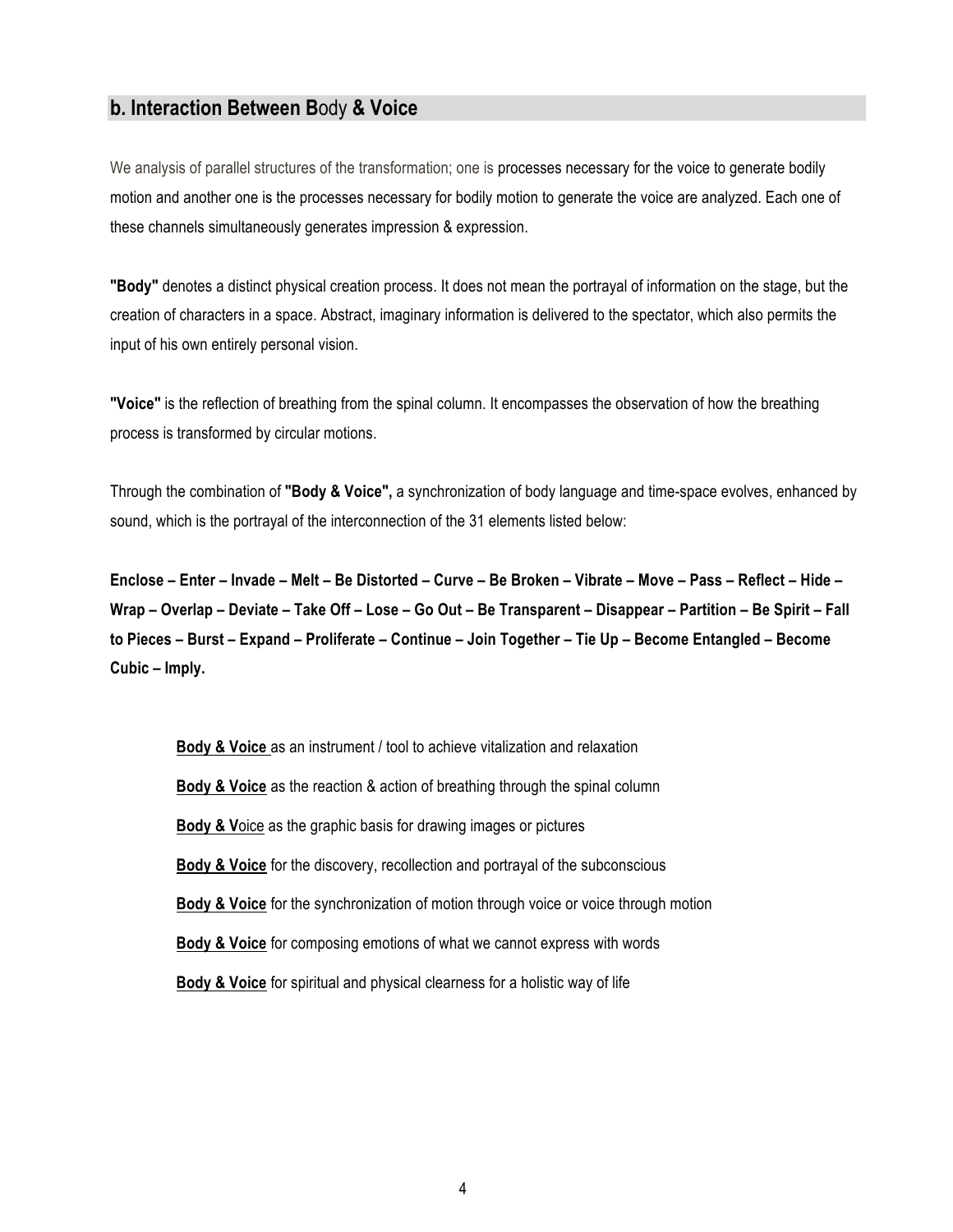## b. Interaction Between Body & Voice

We analysis of parallel structures of the transformation; one is processes necessary for the voice to generate bodily motion and another one is the processes necessary for bodily motion to generate the voice are analyzed. Each one of these channels simultaneously generates impression & expression.

**"Body"** denotes a distinct physical creation process. It does not mean the portrayal of information on the stage, but the creation of characters in a space. Abstract, imaginary information is delivered to the spectator, which also permits the input of his own entirely personal vision.

**"Voice"** is the reflection of breathing from the spinal column. It encompasses the observation of how the breathing process is transformed by circular motions.

Through the combination of **"Body & Voice",** a synchronization of body language and time-space evolves, enhanced by sound, which is the portrayal of the interconnection of the 31 elements listed below:

**Enclose – Enter – Invade – Melt – Be Distorted – Curve – Be Broken – Vibrate – Move – Pass – Reflect – Hide – Wrap – Overlap – Deviate – Take Off – Lose – Go Out – Be Transparent – Disappear – Partition – Be Spirit – Fall to Pieces – Burst – Expand – Proliferate – Continue – Join Together – Tie Up – Become Entangled – Become Cubic – Imply.**

**Body & Voice** as an instrument / tool to achieve vitalization and relaxation

**Body & Voice** as the reaction & action of breathing through the spinal column

**Body & Voice** as the graphic basis for drawing images or pictures

**Body & Voice** for the discovery, recollection and portrayal of the subconscious

**Body & Voice** for the synchronization of motion through voice or voice through motion

**Body & Voice** for composing emotions of what we cannot express with words

**Body & Voice** for spiritual and physical clearness for a holistic way of life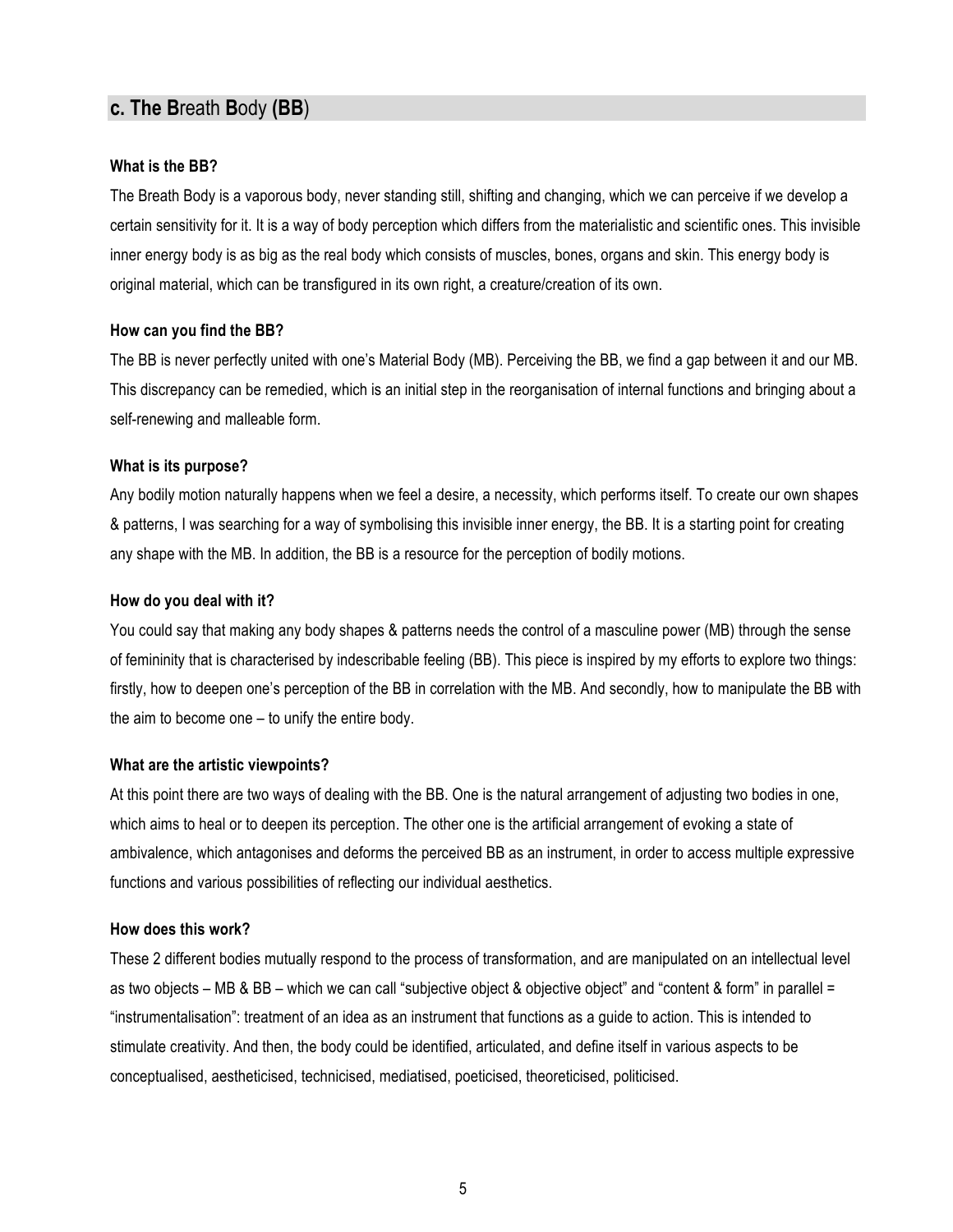## c. The Breath Body (BB)

**What is the BB?**

The Breath Body is a vaporous body, never standing still, shifting and changing, which we can perceive if we develop a certain sensitivity for it. It is a way of body perception which differs from the materialistic and scientific ones. This invisible inner energy body is as big as the real body which consists of muscles, bones, organs and skin. This energy body is original material, which can be transfigured in its own right, a creature/creation of its own.

**How can you find the BB?**

The BB is never perfectly united with one's Material Body (MB). Perceiving the BB, we find a gap between it and our MB. This discrepancy can be remedied, which is an initial step in the reorganisation of internal functions and bringing about a self-renewing and malleable form.

**What is its purpose?**

Any bodily motion naturally happens when we feel a desire, a necessity, which performs itself. To create our own shapes & patterns, I was searching for a way of symbolising this invisible inner energy, the BB. It is a starting point for creating any shape with the MB. In addition, the BB is a resource for the perception of bodily motions.

**How do you deal with it?**

You could say that making any body shapes & patterns needs the control of a masculine power (MB) through the sense of femininity that is characterised by indescribable feeling (BB). This piece is inspired by my efforts to explore two things: firstly, how to deepen one's perception of the BB in correlation with the MB. And secondly, how to manipulate the BB with the aim to become one – to unify the entire body.

**What are the artistic viewpoints?**

At this point there are two ways of dealing with the BB. One is the natural arrangement of adjusting two bodies in one, which aims to heal or to deepen its perception. The other one is the artificial arrangement of evoking a state of ambivalence, which antagonises and deforms the perceived BB as an instrument, in order to access multiple expressive functions and various possibilities of reflecting our individual aesthetics.

**How does this work?**

These 2 different bodies mutually respond to the process of transformation, and are manipulated on an intellectual level as two objects – MB & BB – which we can call "subjective object & objective object" and "content & form" in parallel = "instrumentalisation": treatment of an idea as an instrument that functions as a guide to action. This is intended to stimulate creativity. And then, the body could be identified, articulated, and define itself in various aspects to be conceptualised, aestheticised, technicised, mediatised, poeticised, theoreticised, politicised.